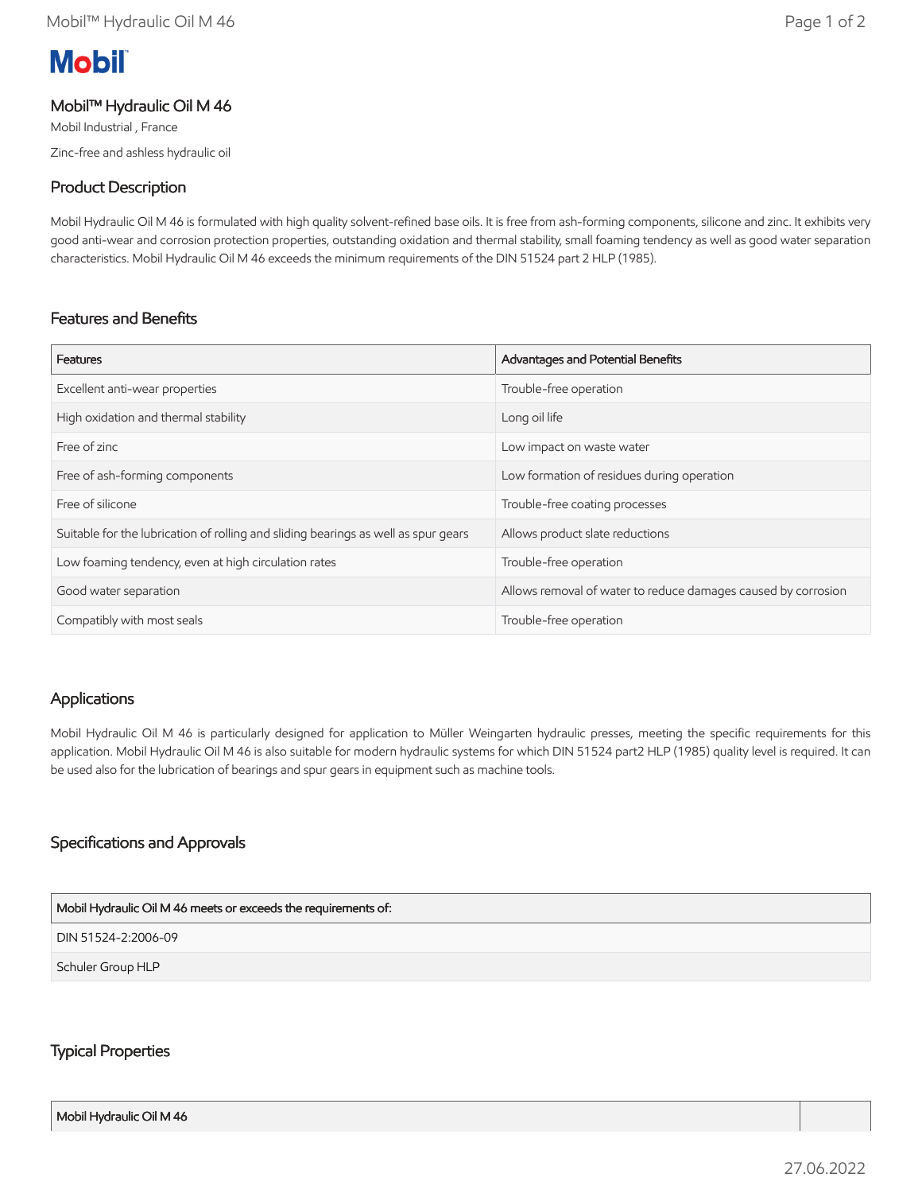# Mobil

## Mobil™ Hydraulic Oil M 46

Mobil Industrial , France

Zinc-free and ashless hydraulic oil

### Product Description

Mobil Hydraulic Oil M 46 is formulated with high quality solvent-refined base oils. It is free from ash-forming components, silicone and zinc. It exhibits very good anti-wear and corrosion protection properties, outstanding oxidation and thermal stability, small foaming tendency as well as good water separation characteristics. Mobil Hydraulic Oil M 46 exceeds the minimum requirements of the DIN 51524 part 2 HLP (1985).

### Features and Benefits

| Features | Advantages and Potential Benefits |
| --- | --- |
| Excellent anti-wear properties | Trouble-free operation |
| High oxidation and thermal stability | Long oil life |
| Free of zinc | Low impact on waste water |
| Free of ash-forming components | Low formation of residues during operation |
| Free of silicone | Trouble-free coating processes |
| Suitable for the lubrication of rolling and sliding bearings as well as spur gears | Allows product slate reductions |
| Low foaming tendency, even at high circulation rates | Trouble-free operation |
| Good water separation | Allows removal of water to reduce damages caused by corrosion |
| Compatibly with most seals | Trouble-free operation |

### Applications

Mobil Hydraulic Oil M 46 is particularly designed for application to Müller Weingarten hydraulic presses, meeting the specific requirements for this application. Mobil Hydraulic Oil M 46 is also suitable for modern hydraulic systems for which DIN 51524 part2 HLP (1985) quality level is required. It can be used also for the lubrication of bearings and spur gears in equipment such as machine tools.

### Specifications and Approvals

| Mobil Hydraulic Oil M 46 meets or exceeds the requirements of: |
| --- |
| DIN 51524-2:2006-09 |
| Schuler Group HLP |

### Typical Properties

| Mobil Hydraulic Oil M 46 | |
| --- | --- |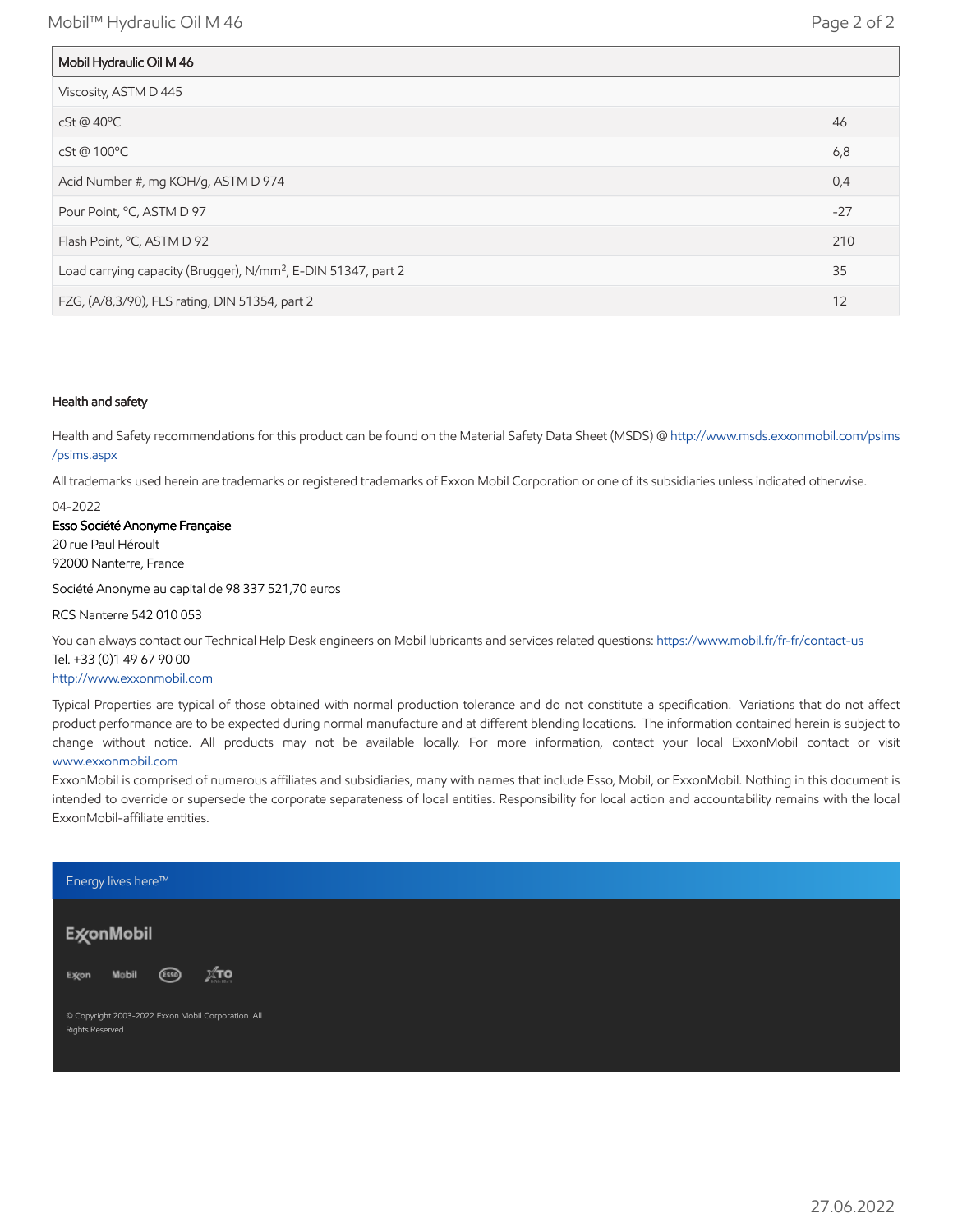| Mobil Hydraulic Oil M 46 | |
|---|---|
| Viscosity, ASTM D 445 | |
| cSt @ 40°C | 46 |
| cSt @ 100°C | 6,8 |
| Acid Number #, mg KOH/g, ASTM D 974 | 0,4 |
| Pour Point, °C, ASTM D 97 | -27 |
| Flash Point, °C, ASTM D 92 | 210 |
| Load carrying capacity (Brugger), N/mm², E-DIN 51347, part 2 | 35 |
| FZG, (A/8,3/90), FLS rating, DIN 51354, part 2 | 12 |

## Health and safety

Health and Safety recommendations for this product can be found on the Material Safety Data Sheet (MSDS) @ http://www.msds.exxonmobil.com/psims/psims.aspx

All trademarks used herein are trademarks or registered trademarks of Exxon Mobil Corporation or one of its subsidiaries unless indicated otherwise.

04-2022

**Esso Société Anonyme Française**
20 rue Paul Héroult
92000 Nanterre, France

Société Anonyme au capital de 98 337 521,70 euros

RCS Nanterre 542 010 053

You can always contact our Technical Help Desk engineers on Mobil lubricants and services related questions: https://www.mobil.fr/fr-fr/contact-us
Tel. +33 (0)1 49 67 90 00
http://www.exxonmobil.com

Typical Properties are typical of those obtained with normal production tolerance and do not constitute a specification. Variations that do not affect product performance are to be expected during normal manufacture and at different blending locations. The information contained herein is subject to change without notice. All products may not be available locally. For more information, contact your local ExxonMobil contact or visit www.exxonmobil.com

ExxonMobil is comprised of numerous affiliates and subsidiaries, many with names that include Esso, Mobil, or ExxonMobil. Nothing in this document is intended to override or supersede the corporate separateness of local entities. Responsibility for local action and accountability remains with the local ExxonMobil-affiliate entities.

Energy lives here™

ExxonMobil

Exxon Mobil Esso XTO

© Copyright 2003-2022 Exxon Mobil Corporation. All Rights Reserved